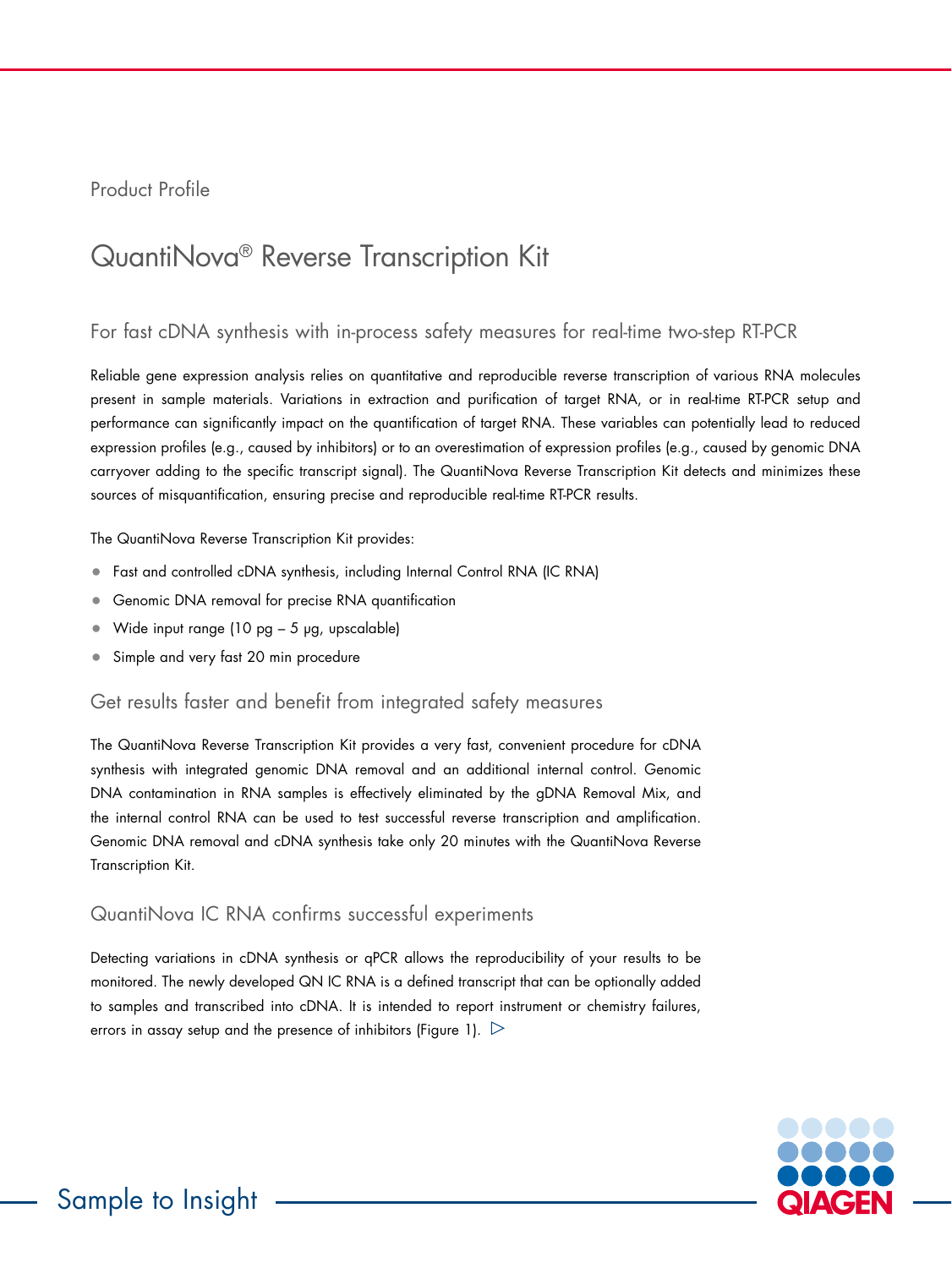Product Profile

# QuantiNova® Reverse Transcription Kit

## For fast cDNA synthesis with in-process safety measures for real-time two-step RT-PCR

Reliable gene expression analysis relies on quantitative and reproducible reverse transcription of various RNA molecules present in sample materials. Variations in extraction and purification of target RNA, or in real-time RT-PCR setup and performance can significantly impact on the quantification of target RNA. These variables can potentially lead to reduced expression profiles (e.g., caused by inhibitors) or to an overestimation of expression profiles (e.g., caused by genomic DNA carryover adding to the specific transcript signal). The QuantiNova Reverse Transcription Kit detects and minimizes these sources of misquantification, ensuring precise and reproducible real-time RT-PCR results.

The QuantiNova Reverse Transcription Kit provides:

- Fast and controlled cDNA synthesis, including Internal Control RNA (IC RNA)
- Genomic DNA removal for precise RNA quantification
- Wide input range (10 pg – 5 µg, upscalable)
- Simple and very fast 20 min procedure

## Get results faster and benefit from integrated safety measures

The QuantiNova Reverse Transcription Kit provides a very fast, convenient procedure for cDNA synthesis with integrated genomic DNA removal and an additional internal control. Genomic DNA contamination in RNA samples is effectively eliminated by the gDNA Removal Mix, and the internal control RNA can be used to test successful reverse transcription and amplification. Genomic DNA removal and cDNA synthesis take only 20 minutes with the QuantiNova Reverse Transcription Kit.

## QuantiNova IC RNA confirms successful experiments

Detecting variations in cDNA synthesis or qPCR allows the reproducibility of your results to be monitored. The newly developed QN IC RNA is a defined transcript that can be optionally added to samples and transcribed into cDNA. It is intended to report instrument or chemistry failures, errors in assay setup and the presence of inhibitors (Figure 1). ▷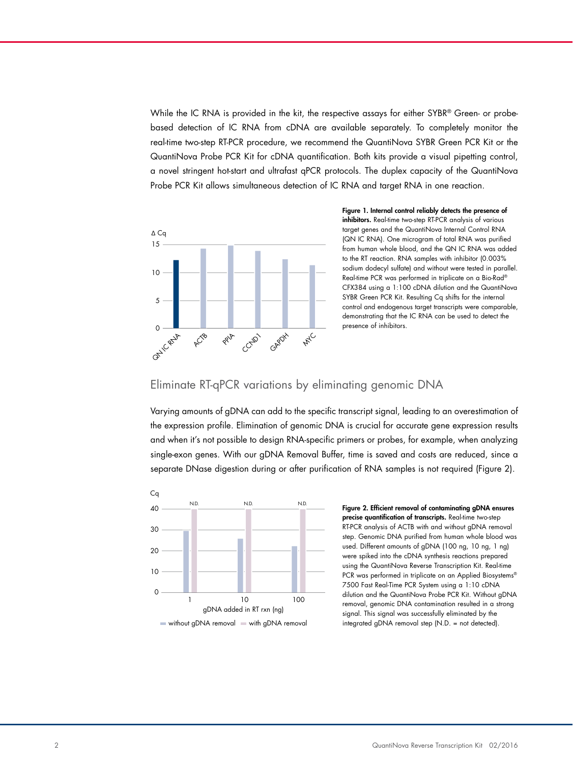While the IC RNA is provided in the kit, the respective assays for either SYBR® Green- or probe-based detection of IC RNA from cDNA are available separately. To completely monitor the real-time two-step RT-PCR procedure, we recommend the QuantiNova SYBR Green PCR Kit or the QuantiNova Probe PCR Kit for cDNA quantification. Both kits provide a visual pipetting control, a novel stringent hot-start and ultrafast qPCR protocols. The duplex capacity of the QuantiNova Probe PCR Kit allows simultaneous detection of IC RNA and target RNA in one reaction.

**Figure 1. Internal control reliably detects the presence of inhibitors.** Real-time two-step RT-PCR analysis of various target genes and the QuantiNova Internal Control RNA (QN IC RNA). One microgram of total RNA was purified from human whole blood, and the QN IC RNA was added to the RT reaction. RNA samples with inhibitor (0.003% sodium dodecyl sulfate) and without were tested in parallel. Real-time PCR was performed in triplicate on a Bio-Rad® CFX384 using a 1:100 cDNA dilution and the QuantiNova SYBR Green PCR Kit. Resulting Cq shifts for the internal control and endogenous target transcripts were comparable, demonstrating that the IC RNA can be used to detect the presence of inhibitors.

## Eliminate RT-qPCR variations by eliminating genomic DNA

Varying amounts of gDNA can add to the specific transcript signal, leading to an overestimation of the expression profile. Elimination of genomic DNA is crucial for accurate gene expression results and when it's not possible to design RNA-specific primers or probes, for example, when analyzing single-exon genes. With our gDNA Removal Buffer, time is saved and costs are reduced, since a separate DNase digestion during or after purification of RNA samples is not required (Figure 2).

**Figure 2. Efficient removal of contaminating gDNA ensures precise quantification of transcripts.** Real-time two-step RT-PCR analysis of ACTB with and without gDNA removal step. Genomic DNA purified from human whole blood was used. Different amounts of gDNA (100 ng, 10 ng, 1 ng) were spiked into the cDNA synthesis reactions prepared using the QuantiNova Reverse Transcription Kit. Real-time PCR was performed in triplicate on an Applied Biosystems® 7500 Fast Real-Time PCR System using a 1:10 cDNA dilution and the QuantiNova Probe PCR Kit. Without gDNA removal, genomic DNA contamination resulted in a strong signal. This signal was successfully eliminated by the integrated gDNA removal step (N.D. = not detected).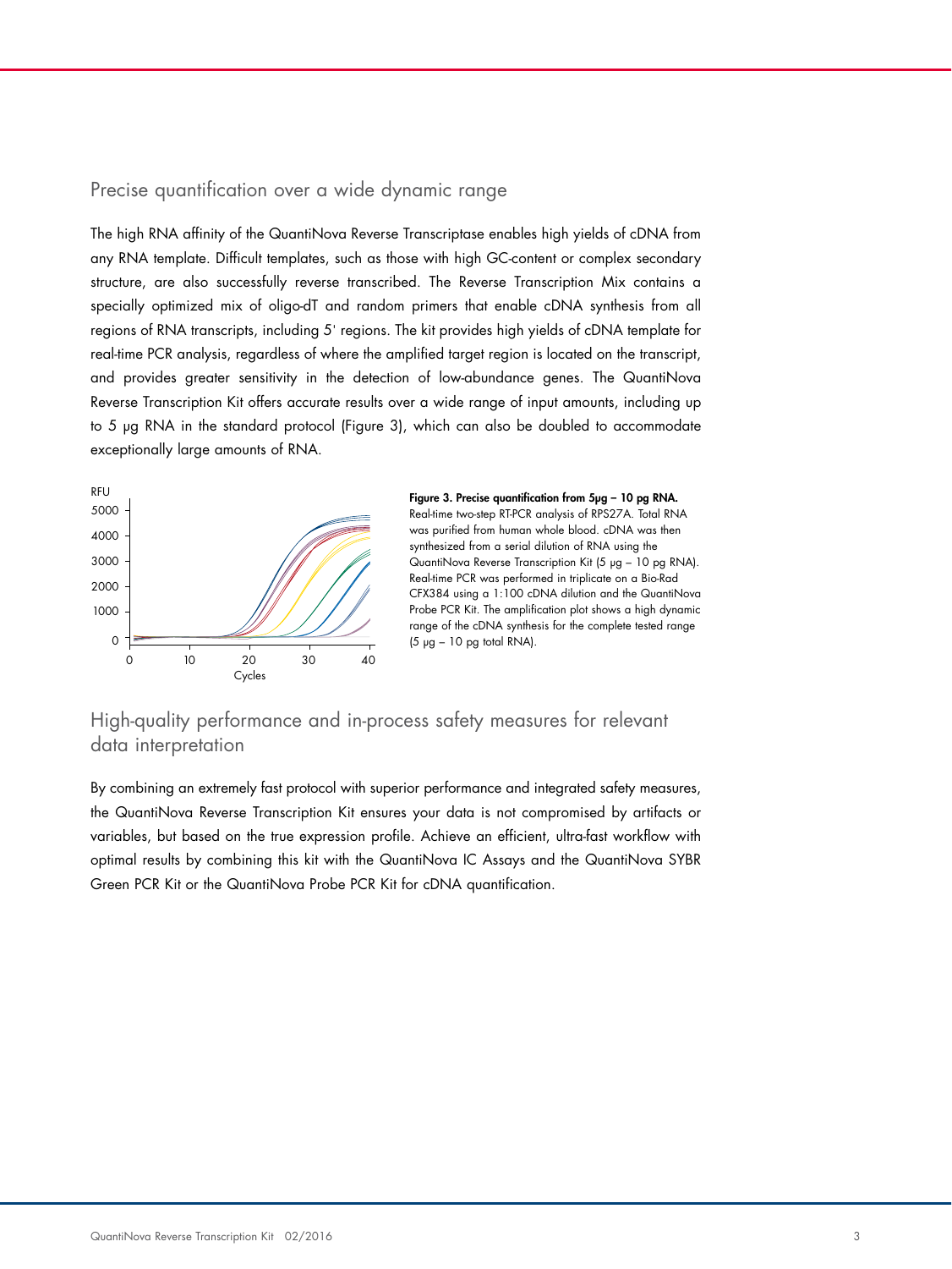## Precise quantification over a wide dynamic range

The high RNA affinity of the QuantiNova Reverse Transcriptase enables high yields of cDNA from any RNA template. Difficult templates, such as those with high GC-content or complex secondary structure, are also successfully reverse transcribed. The Reverse Transcription Mix contains a specially optimized mix of oligo-dT and random primers that enable cDNA synthesis from all regions of RNA transcripts, including 5' regions. The kit provides high yields of cDNA template for real-time PCR analysis, regardless of where the amplified target region is located on the transcript, and provides greater sensitivity in the detection of low-abundance genes. The QuantiNova Reverse Transcription Kit offers accurate results over a wide range of input amounts, including up to 5 µg RNA in the standard protocol (Figure 3), which can also be doubled to accommodate exceptionally large amounts of RNA.

**Figure 3. Precise quantification from 5µg – 10 pg RNA.** Real-time two-step RT-PCR analysis of RPS27A. Total RNA was purified from human whole blood. cDNA was then synthesized from a serial dilution of RNA using the QuantiNova Reverse Transcription Kit (5 µg – 10 pg RNA). Real-time PCR was performed in triplicate on a Bio-Rad CFX384 using a 1:100 cDNA dilution and the QuantiNova Probe PCR Kit. The amplification plot shows a high dynamic range of the cDNA synthesis for the complete tested range (5 µg – 10 pg total RNA).

## High-quality performance and in-process safety measures for relevant data interpretation

By combining an extremely fast protocol with superior performance and integrated safety measures, the QuantiNova Reverse Transcription Kit ensures your data is not compromised by artifacts or variables, but based on the true expression profile. Achieve an efficient, ultra-fast workflow with optimal results by combining this kit with the QuantiNova IC Assays and the QuantiNova SYBR Green PCR Kit or the QuantiNova Probe PCR Kit for cDNA quantification.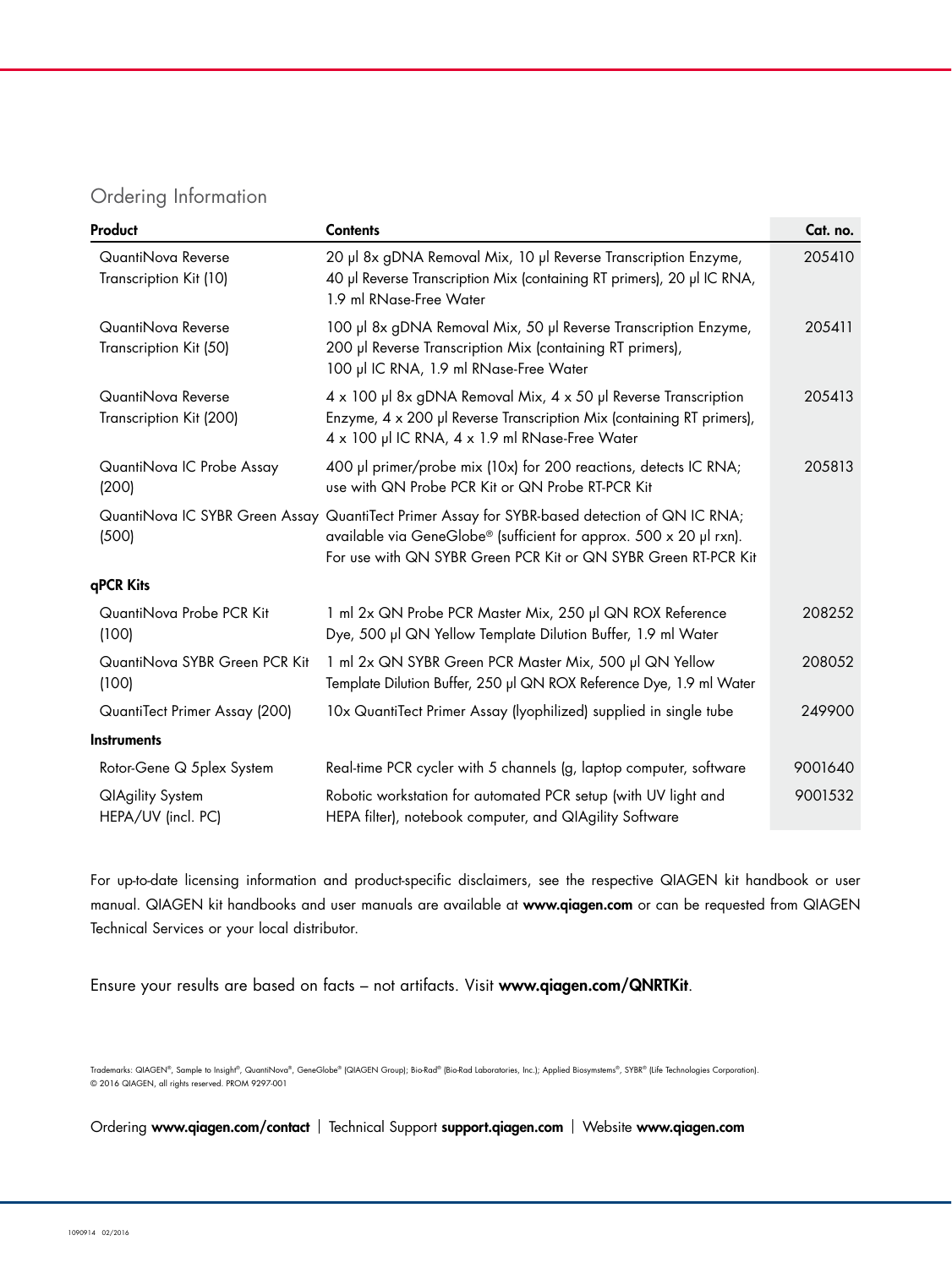## Ordering Information

| Product | Contents | Cat. no. |
|---|---|---|
| QuantiNova Reverse Transcription Kit (10) | 20 µl 8x gDNA Removal Mix, 10 µl Reverse Transcription Enzyme, 40 µl Reverse Transcription Mix (containing RT primers), 20 µl IC RNA, 1.9 ml RNase-Free Water | 205410 |
| QuantiNova Reverse Transcription Kit (50) | 100 µl 8x gDNA Removal Mix, 50 µl Reverse Transcription Enzyme, 200 µl Reverse Transcription Mix (containing RT primers), 100 µl IC RNA, 1.9 ml RNase-Free Water | 205411 |
| QuantiNova Reverse Transcription Kit (200) | 4 x 100 µl 8x gDNA Removal Mix, 4 x 50 µl Reverse Transcription Enzyme, 4 x 200 µl Reverse Transcription Mix (containing RT primers), 4 x 100 µl IC RNA, 4 x 1.9 ml RNase-Free Water | 205413 |
| QuantiNova IC Probe Assay (200) | 400 µl primer/probe mix (10x) for 200 reactions, detects IC RNA; use with QN Probe PCR Kit or QN Probe RT-PCR Kit | 205813 |
| QuantiNova IC SYBR Green Assay (500) | QuantiTect Primer Assay for SYBR-based detection of QN IC RNA; available via GeneGlobe® (sufficient for approx. 500 x 20 µl rxn). For use with QN SYBR Green PCR Kit or QN SYBR Green RT-PCR Kit | |
| **qPCR Kits** | | |
| QuantiNova Probe PCR Kit (100) | 1 ml 2x QN Probe PCR Master Mix, 250 µl QN ROX Reference Dye, 500 µl QN Yellow Template Dilution Buffer, 1.9 ml Water | 208252 |
| QuantiNova SYBR Green PCR Kit (100) | 1 ml 2x QN SYBR Green PCR Master Mix, 500 µl QN Yellow Template Dilution Buffer, 250 µl QN ROX Reference Dye, 1.9 ml Water | 208052 |
| QuantiTect Primer Assay (200) | 10x QuantiTect Primer Assay (lyophilized) supplied in single tube | 249900 |
| **Instruments** | | |
| Rotor-Gene Q 5plex System | Real-time PCR cycler with 5 channels (g, laptop computer, software | 9001640 |
| QIAgility System HEPA/UV (incl. PC) | Robotic workstation for automated PCR setup (with UV light and HEPA filter), notebook computer, and QIAgility Software | 9001532 |

For up-to-date licensing information and product-specific disclaimers, see the respective QIAGEN kit handbook or user manual. QIAGEN kit handbooks and user manuals are available at **www.qiagen.com** or can be requested from QIAGEN Technical Services or your local distributor.

Ensure your results are based on facts – not artifacts. Visit **www.qiagen.com/QNRTKit**.

Trademarks: QIAGEN®, Sample to Insight®, QuantiNova®, GeneGlobe® (QIAGEN Group); Bio-Rad® (Bio-Rad Laboratories, Inc.); Applied Biosymstems®, SYBR® (Life Technologies Corporation).
© 2016 QIAGEN, all rights reserved. PROM 9297-001

Ordering **www.qiagen.com/contact** | Technical Support **support.qiagen.com** | Website **www.qiagen.com**

1090914 02/2016